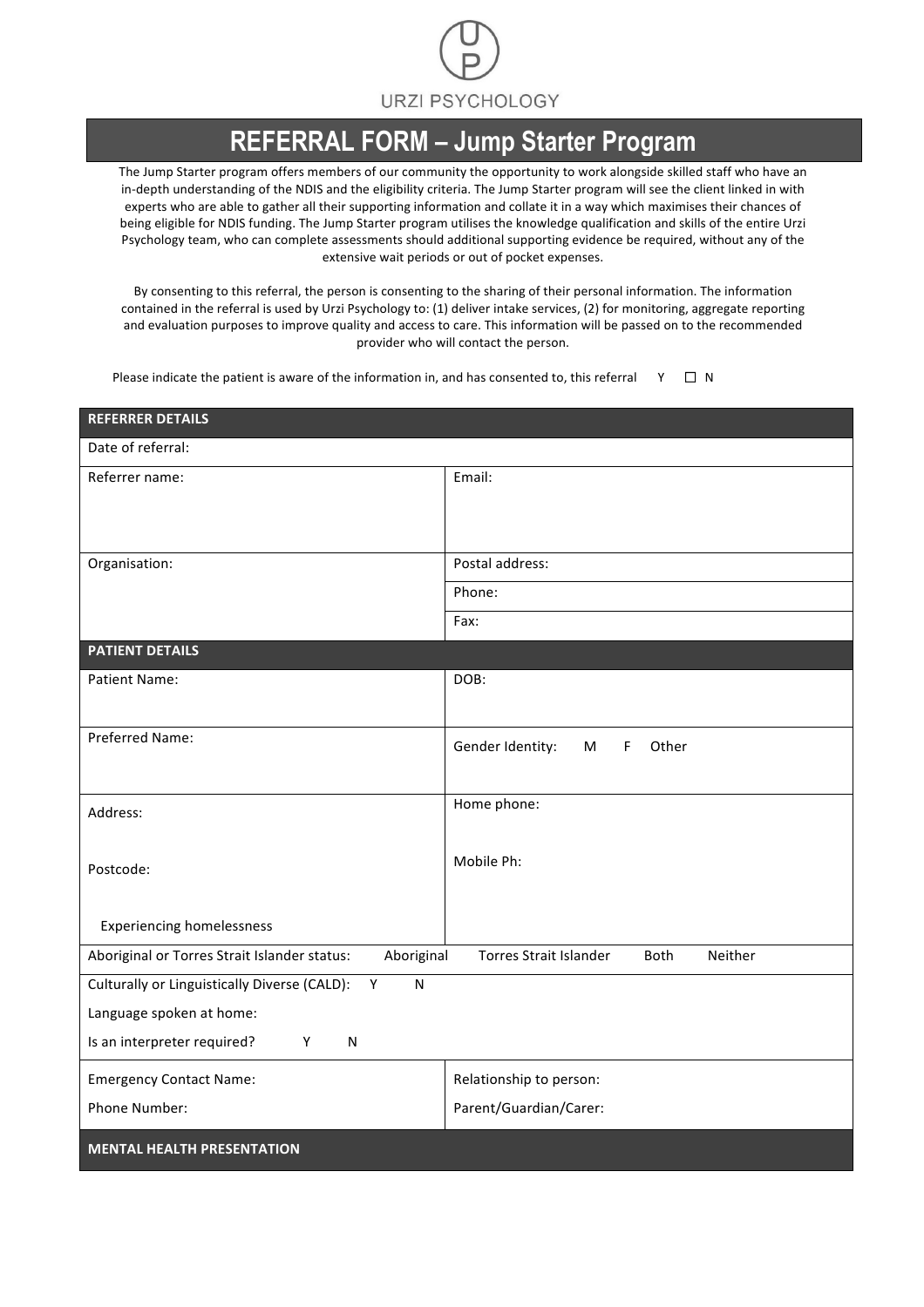URZI PSYCHOLOGY

# REFERRAL FORM – Jump Starter Program

The Jump Starter program offers members of our community the opportunity to work alongside skilled staff who have an in-depth understanding of the NDIS and the eligibility criteria. The Jump Starter program will see the client linked in with experts who are able to gather all their supporting information and collate it in a way which maximises their chances of being eligible for NDIS funding. The Jump Starter program utilises the knowledge qualification and skills of the entire Urzi Psychology team, who can complete assessments should additional supporting evidence be required, without any of the extensive wait periods or out of pocket expenses.

By consenting to this referral, the person is consenting to the sharing of their personal information. The information contained in the referral is used by Urzi Psychology to: (1) deliver intake services, (2) for monitoring, aggregate reporting and evaluation purposes to improve quality and access to care. This information will be passed on to the recommended provider who will contact the person.

Please indicate the patient is aware of the information in, and has consented to, this referral Y ☐ N

| **REFERRER DETAILS** | |
|---|---|
| Date of referral: | |
| Referrer name: | Email: |
| Organisation: | Postal address: |
| | Phone: |
| | Fax: |
| **PATIENT DETAILS** | |
| Patient Name: | DOB: |
| Preferred Name: | Gender Identity: M F Other |
| Address:<br><br>Postcode:<br><br>Experiencing homelessness | Home phone:<br><br>Mobile Ph: |
| Aboriginal or Torres Strait Islander status: Aboriginal Torres Strait Islander Both Neither | |
| Culturally or Linguistically Diverse (CALD): Y N<br>Language spoken at home:<br>Is an interpreter required? Y N | |
| Emergency Contact Name:<br>Phone Number: | Relationship to person:<br>Parent/Guardian/Carer: |
| **MENTAL HEALTH PRESENTATION** | |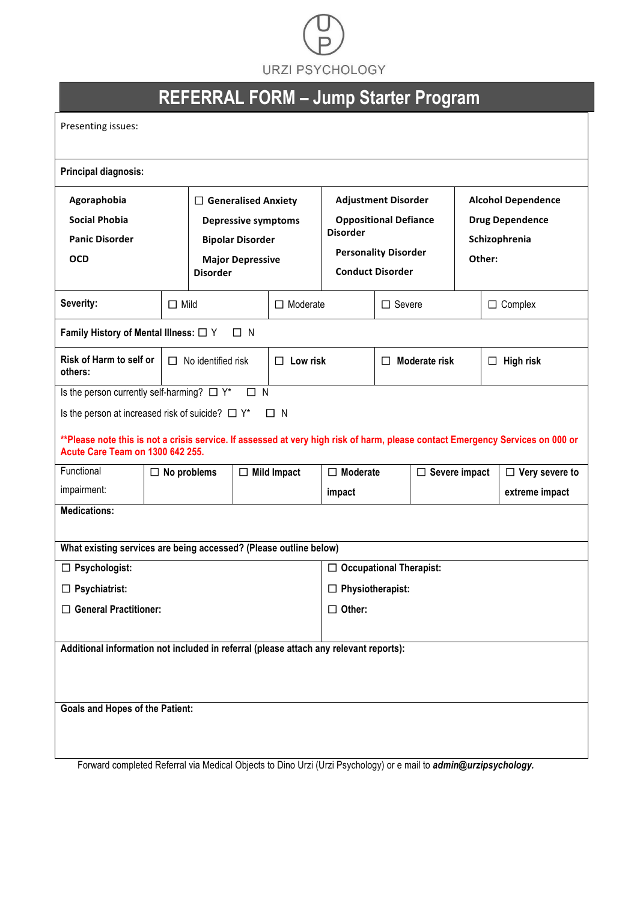URZI PSYCHOLOGY

# REFERRAL FORM – Jump Starter Program

Presenting issues:

**Principal diagnosis:**

| | | | |
|---|---|---|---|
| **Agoraphobia**<br>**Social Phobia**<br>**Panic Disorder**<br>**OCD** | ☐ **Generalised Anxiety**<br>**Depressive symptoms**<br>**Bipolar Disorder**<br>**Major Depressive Disorder** | **Adjustment Disorder**<br>**Oppositional Defiance Disorder**<br>**Personality Disorder**<br>**Conduct Disorder** | **Alcohol Dependence**<br>**Drug Dependence**<br>**Schizophrenia**<br>**Other:** |

| | | | | |
|---|---|---|---|---|
| **Severity:** | ☐ Mild | ☐ Moderate | ☐ Severe | ☐ Complex |

**Family History of Mental Illness:** ☐ Y ☐ N

| | | | | |
|---|---|---|---|---|
| **Risk of Harm to self or others:** | ☐ No identified risk | ☐ **Low risk** | ☐ **Moderate risk** | ☐ **High risk** |

Is the person currently self-harming? ☐ Y* ☐ N

Is the person at increased risk of suicide? ☐ Y* ☐ N

****Please note this is not a crisis service. If assessed at very high risk of harm, please contact Emergency Services on 000 or Acute Care Team on 1300 642 255.**

| | | | | | |
|---|---|---|---|---|---|
| Functional impairment: | ☐ **No problems** | ☐ **Mild Impact** | ☐ **Moderate impact** | ☐ **Severe impact** | ☐ **Very severe to extreme impact** |

**Medications:**

**What existing services are being accessed? (Please outline below)**

| | |
|---|---|
| ☐ **Psychologist:** | ☐ **Occupational Therapist:** |
| ☐ **Psychiatrist:** | ☐ **Physiotherapist:** |
| ☐ **General Practitioner:** | ☐ **Other:** |

**Additional information not included in referral (please attach any relevant reports):**

**Goals and Hopes of the Patient:**

Forward completed Referral via Medical Objects to Dino Urzi (Urzi Psychology) or e mail to ***admin@urzipsychology.***